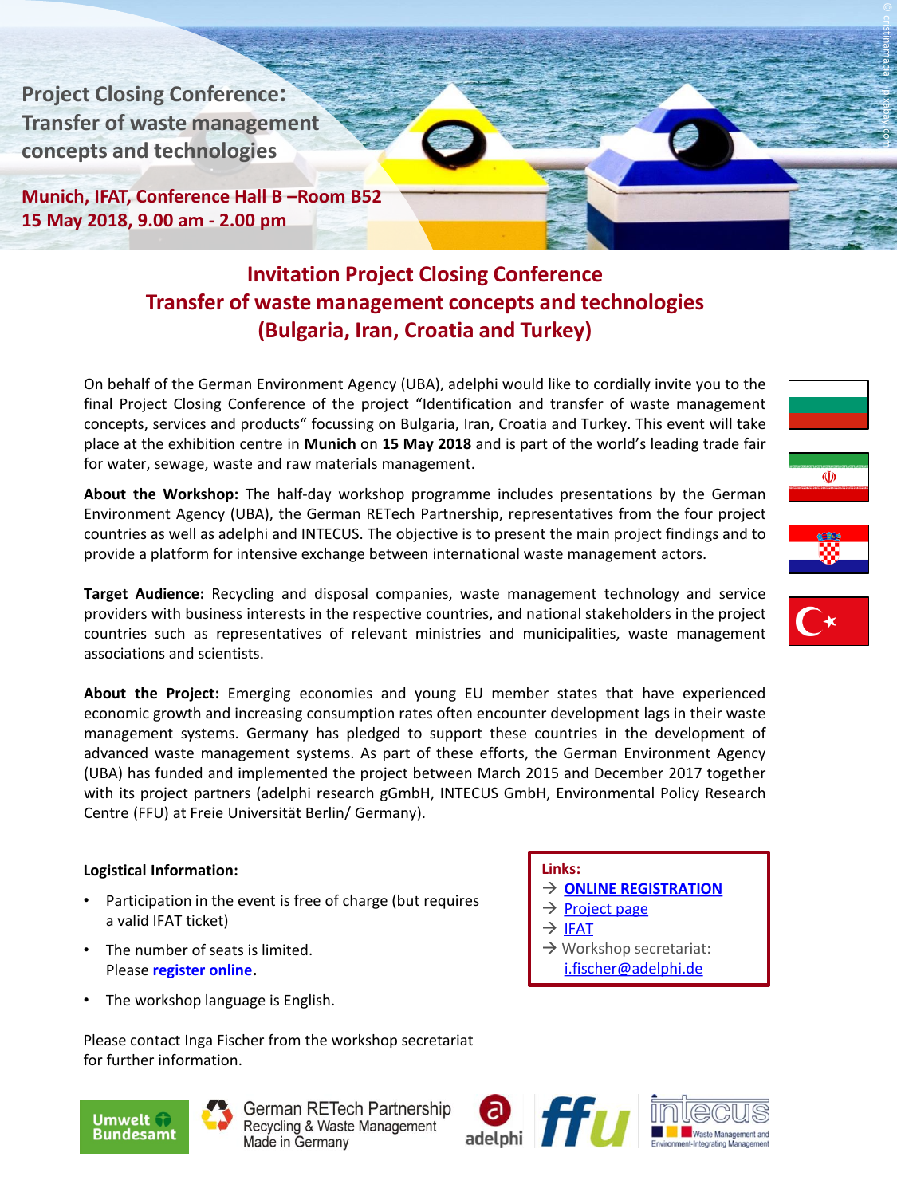Project Closing Conference: Transfer of waste management concepts and technologies

Munich, IFAT, Conference Hall B –Room B52
15 May 2018, 9.00 am - 2.00 pm

# Invitation Project Closing Conference Transfer of waste management concepts and technologies (Bulgaria, Iran, Croatia and Turkey)

On behalf of the German Environment Agency (UBA), adelphi would like to cordially invite you to the final Project Closing Conference of the project "Identification and transfer of waste management concepts, services and products" focussing on Bulgaria, Iran, Croatia and Turkey. This event will take place at the exhibition centre in **Munich** on **15 May 2018** and is part of the world's leading trade fair for water, sewage, waste and raw materials management.

**About the Workshop:** The half-day workshop programme includes presentations by the German Environment Agency (UBA), the German RETech Partnership, representatives from the four project countries as well as adelphi and INTECUS. The objective is to present the main project findings and to provide a platform for intensive exchange between international waste management actors.

**Target Audience:** Recycling and disposal companies, waste management technology and service providers with business interests in the respective countries, and national stakeholders in the project countries such as representatives of relevant ministries and municipalities, waste management associations and scientists.

**About the Project:** Emerging economies and young EU member states that have experienced economic growth and increasing consumption rates often encounter development lags in their waste management systems. Germany has pledged to support these countries in the development of advanced waste management systems. As part of these efforts, the German Environment Agency (UBA) has funded and implemented the project between March 2015 and December 2017 together with its project partners (adelphi research gGmbH, INTECUS GmbH, Environmental Policy Research Centre (FFU) at Freie Universität Berlin/ Germany).

**Logistical Information:**

- Participation in the event is free of charge (but requires a valid IFAT ticket)
- The number of seats is limited. Please **register online**.
- The workshop language is English.

Please contact Inga Fischer from the workshop secretariat for further information.

**Links:**
→ **ONLINE REGISTRATION**
→ Project page
→ IFAT
→ Workshop secretariat: i.fischer@adelphi.de

Umwelt Bundesamt | German RETech Partnership Recycling & Waste Management Made in Germany | adelphi | ffu | intecus Waste Management and Environment-Integrating Management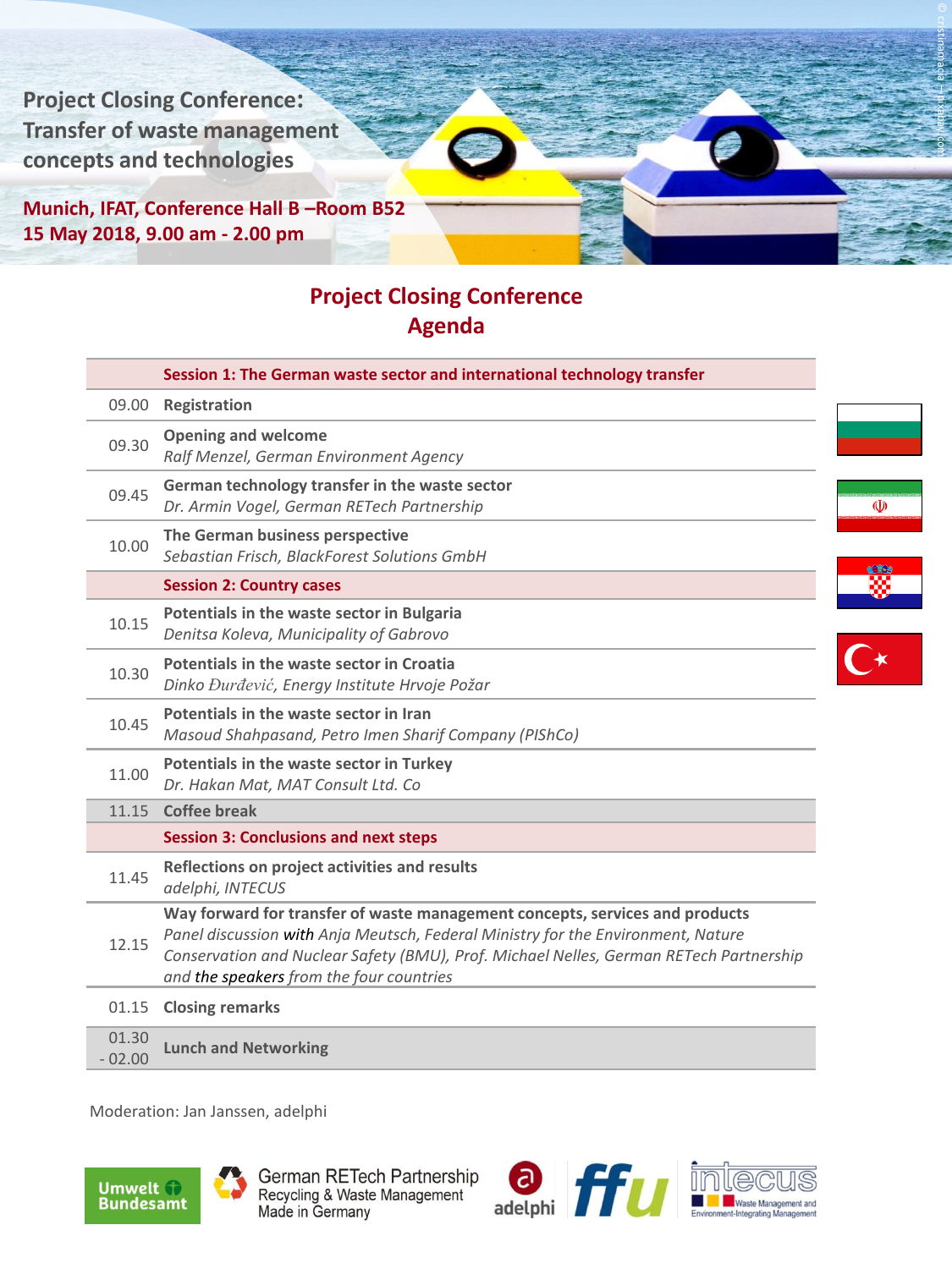# Project Closing Conference: Transfer of waste management concepts and technologies

**Munich, IFAT, Conference Hall B –Room B52**
**15 May 2018, 9.00 am - 2.00 pm**

## Project Closing Conference
## Agenda

| | |
|---|---|
| | **Session 1: The German waste sector and international technology transfer** |
| 09.00 | **Registration** |
| 09.30 | **Opening and welcome**<br>*Ralf Menzel, German Environment Agency* |
| 09.45 | **German technology transfer in the waste sector**<br>*Dr. Armin Vogel, German RETech Partnership* |
| 10.00 | **The German business perspective**<br>*Sebastian Frisch, BlackForest Solutions GmbH* |
| | **Session 2: Country cases** |
| 10.15 | **Potentials in the waste sector in Bulgaria**<br>*Denitsa Koleva, Municipality of Gabrovo* |
| 10.30 | **Potentials in the waste sector in Croatia**<br>*Dinko Đurđević, Energy Institute Hrvoje Požar* |
| 10.45 | **Potentials in the waste sector in Iran**<br>*Masoud Shahpasand, Petro Imen Sharif Company (PIShCo)* |
| 11.00 | **Potentials in the waste sector in Turkey**<br>*Dr. Hakan Mat, MAT Consult Ltd. Co* |
| 11.15 | **Coffee break** |
| | **Session 3: Conclusions and next steps** |
| 11.45 | **Reflections on project activities and results**<br>*adelphi, INTECUS* |
| 12.15 | **Way forward for transfer of waste management concepts, services and products**<br>*Panel discussion* with *Anja Meutsch, Federal Ministry for the Environment, Nature Conservation and Nuclear Safety (BMU), Prof. Michael Nelles, German RETech Partnership and* the speakers *from the four countries* |
| 01.15 | **Closing remarks** |
| 01.30 - 02.00 | **Lunch and Networking** |

Moderation: Jan Janssen, adelphi

Umwelt Bundesamt | German RETech Partnership Recycling & Waste Management Made in Germany | adelphi | ffu | intecus Waste Management and Environment-Integrating Management